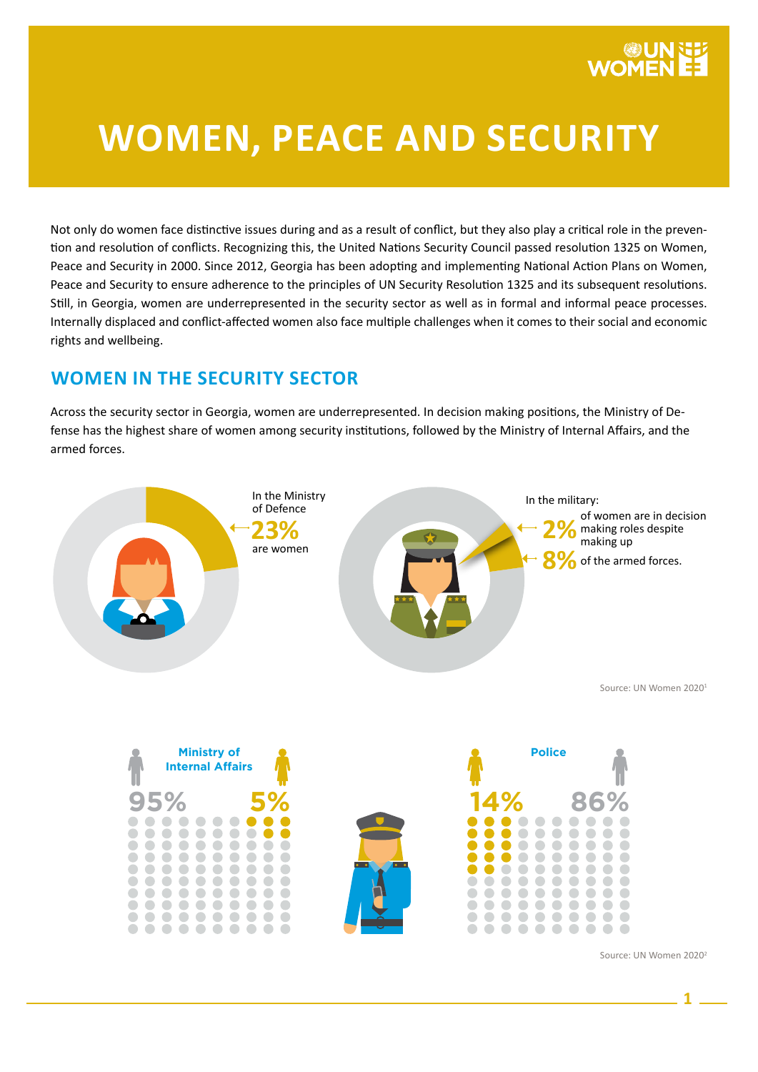# WOMEN, PEACE AND SECURITY

Not only do women face distinctive issues during and as a result of conflict, but they also play a critical role in the prevention and resolution of conflicts. Recognizing this, the United Nations Security Council passed resolution 1325 on Women, Peace and Security in 2000. Since 2012, Georgia has been adopting and implementing National Action Plans on Women, Peace and Security to ensure adherence to the principles of UN Security Resolution 1325 and its subsequent resolutions. Still, in Georgia, women are underrepresented in the security sector as well as in formal and informal peace processes. Internally displaced and conflict-affected women also face multiple challenges when it comes to their social and economic rights and wellbeing.

## WOMEN IN THE SECURITY SECTOR

Across the security sector in Georgia, women are underrepresented. In decision making positions, the Ministry of Defense has the highest share of women among security institutions, followed by the Ministry of Internal Affairs, and the armed forces.

In the Ministry of Defence **23%** are women

In the military: **2%** of women are in decision making roles despite making up **8%** of the armed forces.

Source: UN Women 2020[1]

**Ministry of Internal Affairs**

95% | 5%

**Police**

14% | 86%

Source: UN Women 2020[2]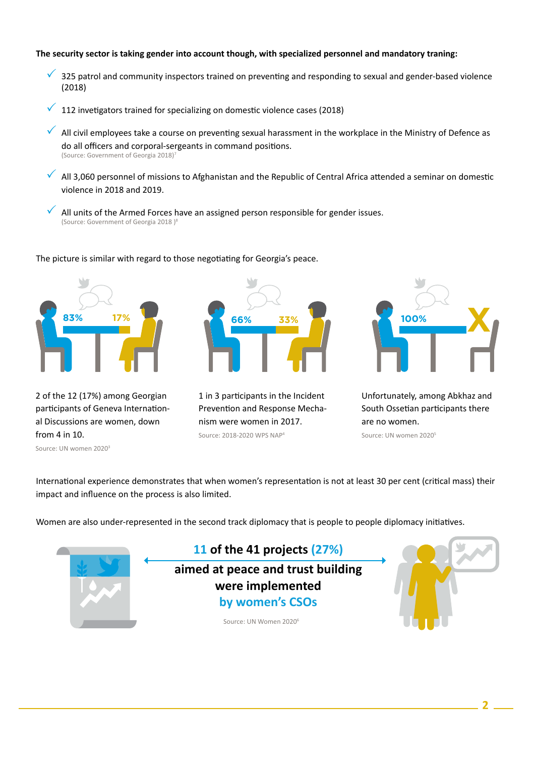**The security sector is taking gender into account though, with specialized personnel and mandatory traning:**

- 325 patrol and community inspectors trained on preventing and responding to sexual and gender-based violence (2018)
- 112 invetigators trained for specializing on domestic violence cases (2018)
- All civil employees take a course on preventing sexual harassment in the workplace in the Ministry of Defence as do all officers and corporal-sergeants in command positions.
  (Source: Government of Georgia 2018)[7]
- All 3,060 personnel of missions to Afghanistan and the Republic of Central Africa attended a seminar on domestic violence in 2018 and 2019.
- All units of the Armed Forces have an assigned person responsible for gender issues.
  (Source: Government of Georgia 2018 )[8]

The picture is similar with regard to those negotiating for Georgia's peace.

83% 17%

2 of the 12 (17%) among Georgian participants of Geneva International Discussions are women, down from 4 in 10.

Source: UN women 2020[3]

66% 33%

1 in 3 participants in the Incident Prevention and Response Mechanism were women in 2017.

Source: 2018-2020 WPS NAP[4]

100% X

Unfortunately, among Abkhaz and South Ossetian participants there are no women.

Source: UN women 2020[5]

International experience demonstrates that when women's representation is not at least 30 per cent (critical mass) their impact and influence on the process is also limited.

Women are also under-represented in the second track diplomacy that is people to people diplomacy initiatives.

**11 of the 41 projects (27%) aimed at peace and trust building were implemented by women's CSOs**

Source: UN Women 2020[6]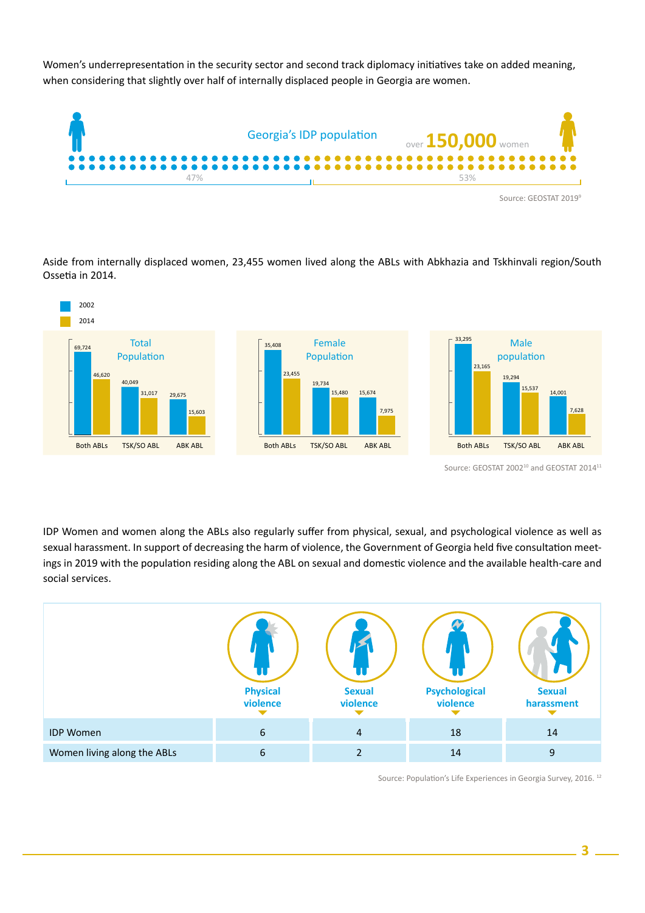Women's underrepresentation in the security sector and second track diplomacy initiatives take on added meaning, when considering that slightly over half of internally displaced people in Georgia are women.

Georgia's IDP population

over **150,000** women

47% | 53%

Source: GEOSTAT 2019[9]

Aside from internally displaced women, 23,455 women lived along the ABLs with Abkhazia and Tskhinvali region/South Ossetia in 2014.

**Total Population**

| | 2002 | 2014 |
|---|---|---|
| Both ABLs | 69,724 | 46,620 |
| TSK/SO ABL | 40,049 | 31,017 |
| ABK ABL | 29,675 | 15,603 |

**Female Population**

| | 2002 | 2014 |
|---|---|---|
| Both ABLs | 35,408 | 23,455 |
| TSK/SO ABL | 19,734 | 15,480 |
| ABK ABL | 15,674 | 7,975 |

**Male population**

| | 2002 | 2014 |
|---|---|---|
| Both ABLs | 33,295 | 23,165 |
| TSK/SO ABL | 19,294 | 15,537 |
| ABK ABL | 14,001 | 7,628 |

Source: GEOSTAT 2002[10] and GEOSTAT 2014[11]

IDP Women and women along the ABLs also regularly suffer from physical, sexual, and psychological violence as well as sexual harassment. In support of decreasing the harm of violence, the Government of Georgia held five consultation meetings in 2019 with the population residing along the ABL on sexual and domestic violence and the available health-care and social services.

| | Physical violence | Sexual violence | Psychological violence | Sexual harassment |
|---|---|---|---|---|
| IDP Women | 6 | 4 | 18 | 14 |
| Women living along the ABLs | 6 | 2 | 14 | 9 |

Source: Population's Life Experiences in Georgia Survey, 2016.[12]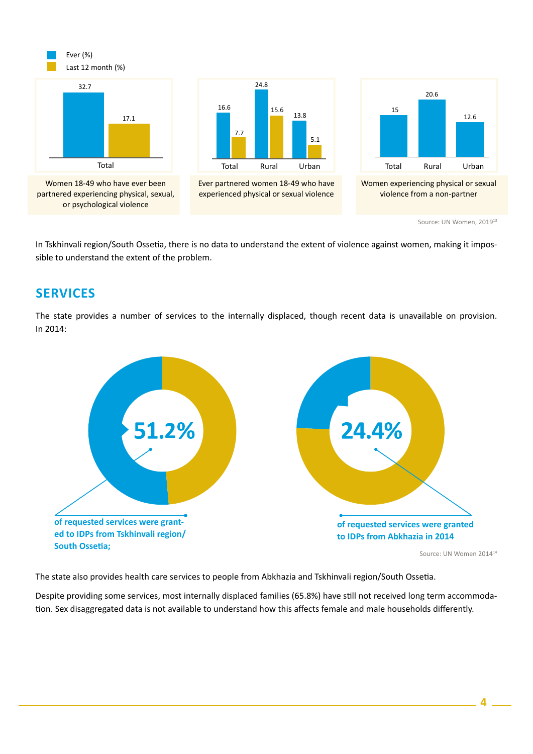Ever (%)
Last 12 month (%)

| | Ever (%) | Last 12 month (%) |
|---|---|---|
| Total | 32.7 | 17.1 |

Women 18-49 who have ever been partnered experiencing physical, sexual, or psychological violence

| | Ever (%) | Last 12 month (%) |
|---|---|---|
| Total | 16.6 | 7.7 |
| Rural | 24.8 | 15.6 |
| Urban | 13.8 | 5.1 |

Ever partnered women 18-49 who have experienced physical or sexual violence

| | Ever (%) |
|---|---|
| Total | 15 |
| Rural | 20.6 |
| Urban | 12.6 |

Women experiencing physical or sexual violence from a non-partner

Source: UN Women, 2019[13]

In Tskhinvali region/South Ossetia, there is no data to understand the extent of violence against women, making it impossible to understand the extent of the problem.

## SERVICES

The state provides a number of services to the internally displaced, though recent data is unavailable on provision. In 2014:

**51.2%** of requested services were granted to IDPs from Tskhinvali region/ South Ossetia;

**24.4%** of requested services were granted to IDPs from Abkhazia in 2014

Source: UN Women 2014[14]

The state also provides health care services to people from Abkhazia and Tskhinvali region/South Ossetia.

Despite providing some services, most internally displaced families (65.8%) have still not received long term accommodation. Sex disaggregated data is not available to understand how this affects female and male households differently.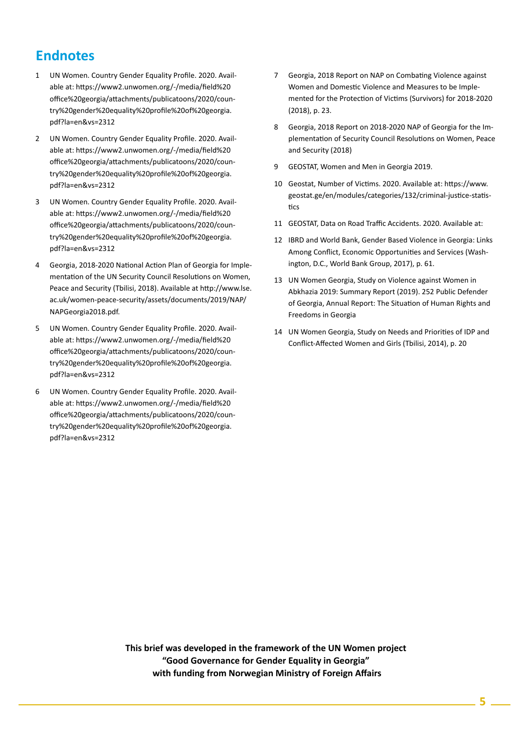## Endnotes

1. UN Women. Country Gender Equality Profile. 2020. Available at: https://www2.unwomen.org/-/media/field%20office%20georgia/attachments/publicatoons/2020/country%20gender%20equality%20profile%20of%20georgia.pdf?la=en&vs=2312
2. UN Women. Country Gender Equality Profile. 2020. Available at: https://www2.unwomen.org/-/media/field%20office%20georgia/attachments/publicatoons/2020/country%20gender%20equality%20profile%20of%20georgia.pdf?la=en&vs=2312
3. UN Women. Country Gender Equality Profile. 2020. Available at: https://www2.unwomen.org/-/media/field%20office%20georgia/attachments/publicatoons/2020/country%20gender%20equality%20profile%20of%20georgia.pdf?la=en&vs=2312
4. Georgia, 2018-2020 National Action Plan of Georgia for Implementation of the UN Security Council Resolutions on Women, Peace and Security (Tbilisi, 2018). Available at http://www.lse.ac.uk/women-peace-security/assets/documents/2019/NAP/NAPGeorgia2018.pdf.
5. UN Women. Country Gender Equality Profile. 2020. Available at: https://www2.unwomen.org/-/media/field%20office%20georgia/attachments/publicatoons/2020/country%20gender%20equality%20profile%20of%20georgia.pdf?la=en&vs=2312
6. UN Women. Country Gender Equality Profile. 2020. Available at: https://www2.unwomen.org/-/media/field%20office%20georgia/attachments/publicatoons/2020/country%20gender%20equality%20profile%20of%20georgia.pdf?la=en&vs=2312
7. Georgia, 2018 Report on NAP on Combating Violence against Women and Domestic Violence and Measures to be Implemented for the Protection of Victims (Survivors) for 2018-2020 (2018), p. 23.
8. Georgia, 2018 Report on 2018-2020 NAP of Georgia for the Implementation of Security Council Resolutions on Women, Peace and Security (2018)
9. GEOSTAT, Women and Men in Georgia 2019.
10. Geostat, Number of Victims. 2020. Available at: https://www.geostat.ge/en/modules/categories/132/criminal-justice-statistics
11. GEOSTAT, Data on Road Traffic Accidents. 2020. Available at:
12. IBRD and World Bank, Gender Based Violence in Georgia: Links Among Conflict, Economic Opportunities and Services (Washington, D.C., World Bank Group, 2017), p. 61.
13. UN Women Georgia, Study on Violence against Women in Abkhazia 2019: Summary Report (2019). 252 Public Defender of Georgia, Annual Report: The Situation of Human Rights and Freedoms in Georgia
14. UN Women Georgia, Study on Needs and Priorities of IDP and Conflict-Affected Women and Girls (Tbilisi, 2014), p. 20

**This brief was developed in the framework of the UN Women project "Good Governance for Gender Equality in Georgia" with funding from Norwegian Ministry of Foreign Affairs**